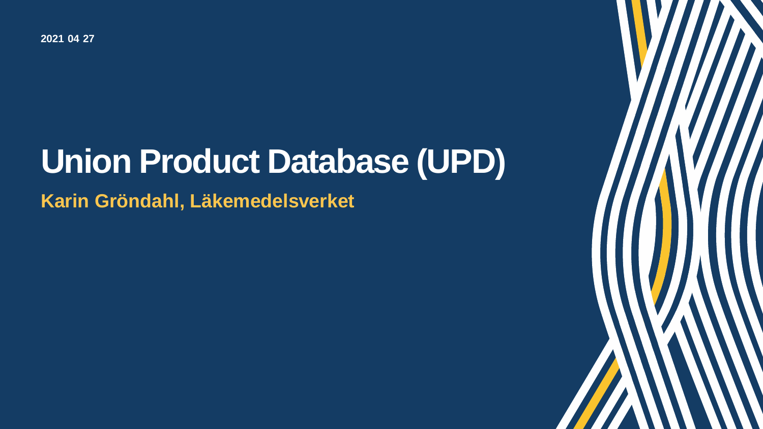2021 04 27

# Union Product Database (UPD)

## Karin Gröndahl, Läkemedelsverket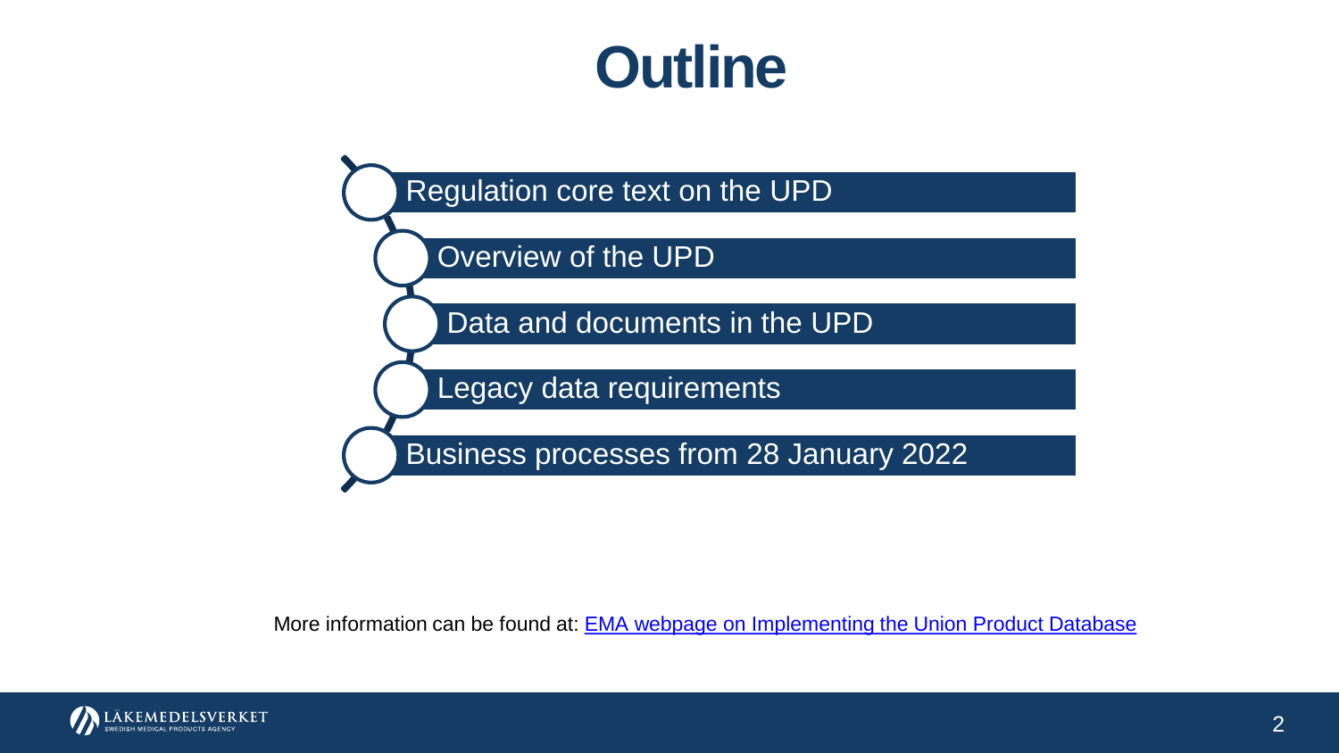# Outline

- Regulation core text on the UPD
- Overview of the UPD
- Data and documents in the UPD
- Legacy data requirements
- Business processes from 28 January 2022

More information can be found at: [EMA webpage on Implementing the Union Product Database]()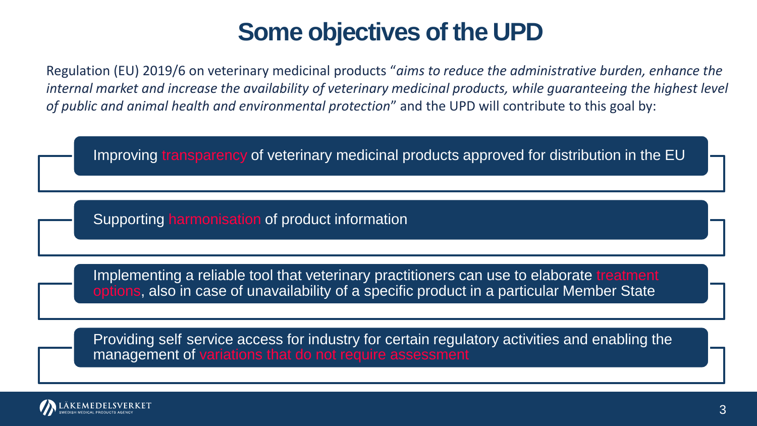# Some objectives of the UPD

Regulation (EU) 2019/6 on veterinary medicinal products "*aims to reduce the administrative burden, enhance the internal market and increase the availability of veterinary medicinal products, while guaranteeing the highest level of public and animal health and environmental protection*" and the UPD will contribute to this goal by:

- Improving transparency of veterinary medicinal products approved for distribution in the EU
- Supporting harmonisation of product information
- Implementing a reliable tool that veterinary practitioners can use to elaborate treatment options, also in case of unavailability of a specific product in a particular Member State
- Providing self service access for industry for certain regulatory activities and enabling the management of variations that do not require assessment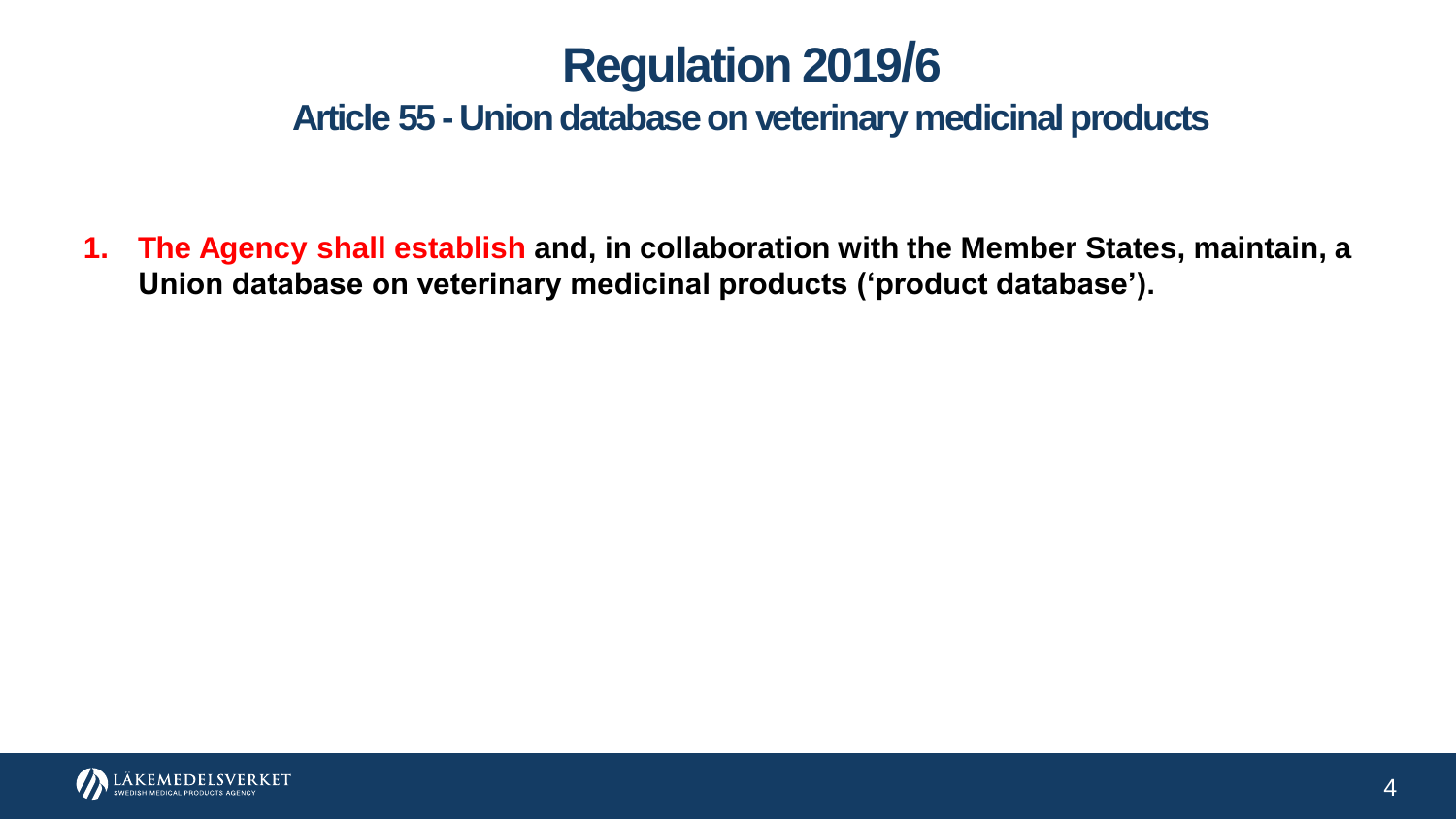# Regulation 2019/6

## Article 55 - Union database on veterinary medicinal products

1. **The Agency shall establish and, in collaboration with the Member States, maintain, a Union database on veterinary medicinal products ('product database').**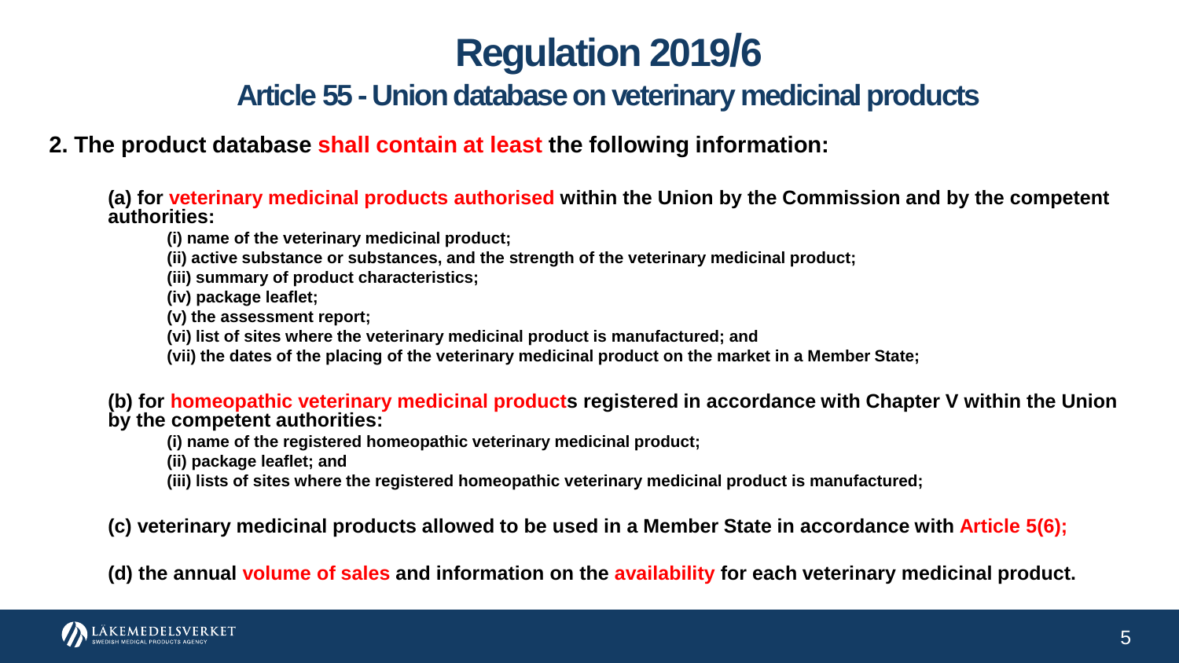# Regulation 2019/6

## Article 55 - Union database on veterinary medicinal products

**2. The product database shall contain at least the following information:**

**(a) for veterinary medicinal products authorised within the Union by the Commission and by the competent authorities:**

- **(i) name of the veterinary medicinal product;**
- **(ii) active substance or substances, and the strength of the veterinary medicinal product;**
- **(iii) summary of product characteristics;**
- **(iv) package leaflet;**
- **(v) the assessment report;**
- **(vi) list of sites where the veterinary medicinal product is manufactured; and**
- **(vii) the dates of the placing of the veterinary medicinal product on the market in a Member State;**

**(b) for homeopathic veterinary medicinal products registered in accordance with Chapter V within the Union by the competent authorities:**

- **(i) name of the registered homeopathic veterinary medicinal product;**
- **(ii) package leaflet; and**
- **(iii) lists of sites where the registered homeopathic veterinary medicinal product is manufactured;**

**(c) veterinary medicinal products allowed to be used in a Member State in accordance with Article 5(6);**

**(d) the annual volume of sales and information on the availability for each veterinary medicinal product.**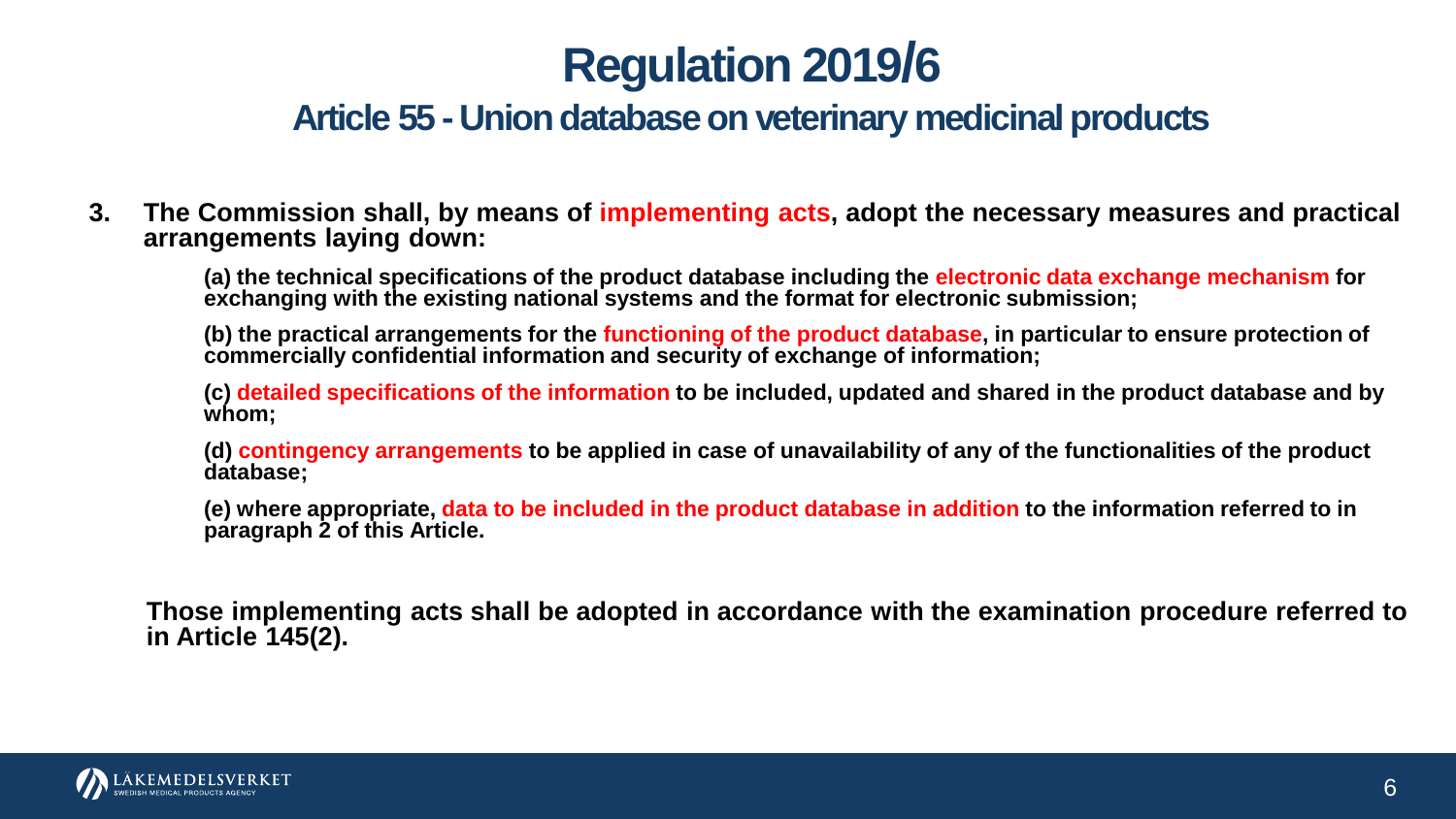# Regulation 2019/6

## Article 55 - Union database on veterinary medicinal products

**3. The Commission shall, by means of implementing acts, adopt the necessary measures and practical arrangements laying down:**

> **(a) the technical specifications of the product database including the electronic data exchange mechanism for exchanging with the existing national systems and the format for electronic submission;**
>
> **(b) the practical arrangements for the functioning of the product database, in particular to ensure protection of commercially confidential information and security of exchange of information;**
>
> **(c) detailed specifications of the information to be included, updated and shared in the product database and by whom;**
>
> **(d) contingency arrangements to be applied in case of unavailability of any of the functionalities of the product database;**
>
> **(e) where appropriate, data to be included in the product database in addition to the information referred to in paragraph 2 of this Article.**

**Those implementing acts shall be adopted in accordance with the examination procedure referred to in Article 145(2).**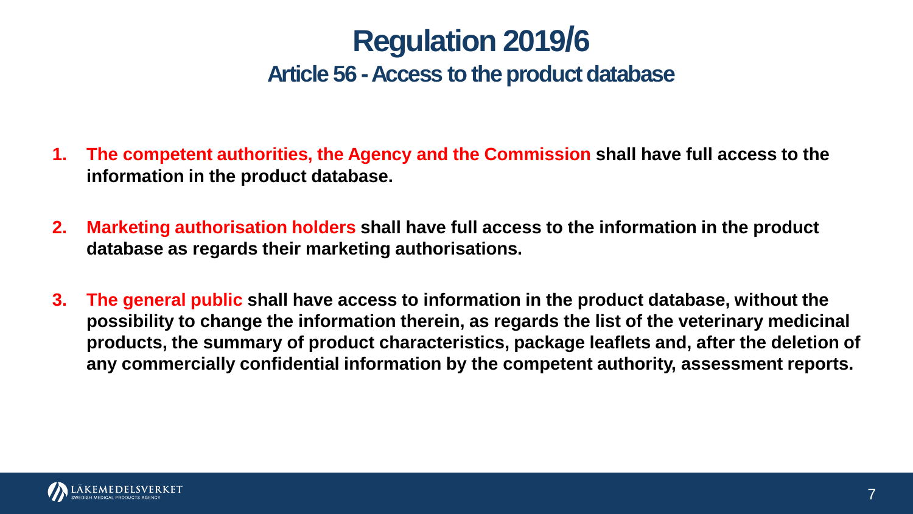# Regulation 2019/6

## Article 56 - Access to the product database

1. **The competent authorities, the Agency and the Commission shall have full access to the information in the product database.**

2. **Marketing authorisation holders shall have full access to the information in the product database as regards their marketing authorisations.**

3. **The general public shall have access to information in the product database, without the possibility to change the information therein, as regards the list of the veterinary medicinal products, the summary of product characteristics, package leaflets and, after the deletion of any commercially confidential information by the competent authority, assessment reports.**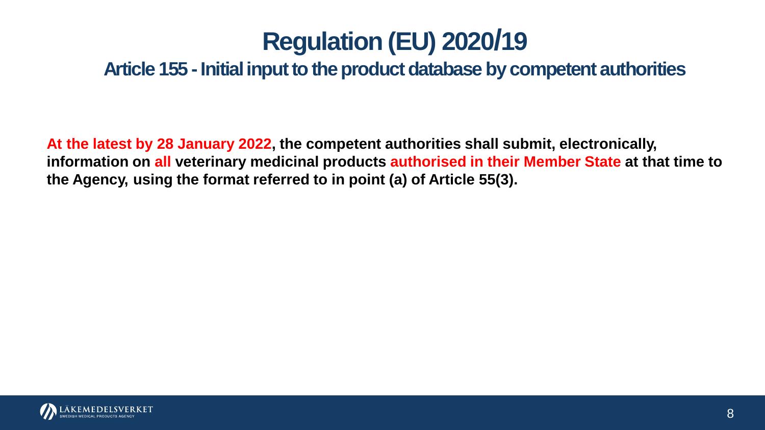# Regulation (EU) 2020/19

## Article 155 - Initial input to the product database by competent authorities

**At the latest by 28 January 2022, the competent authorities shall submit, electronically, information on all veterinary medicinal products authorised in their Member State at that time to the Agency, using the format referred to in point (a) of Article 55(3).**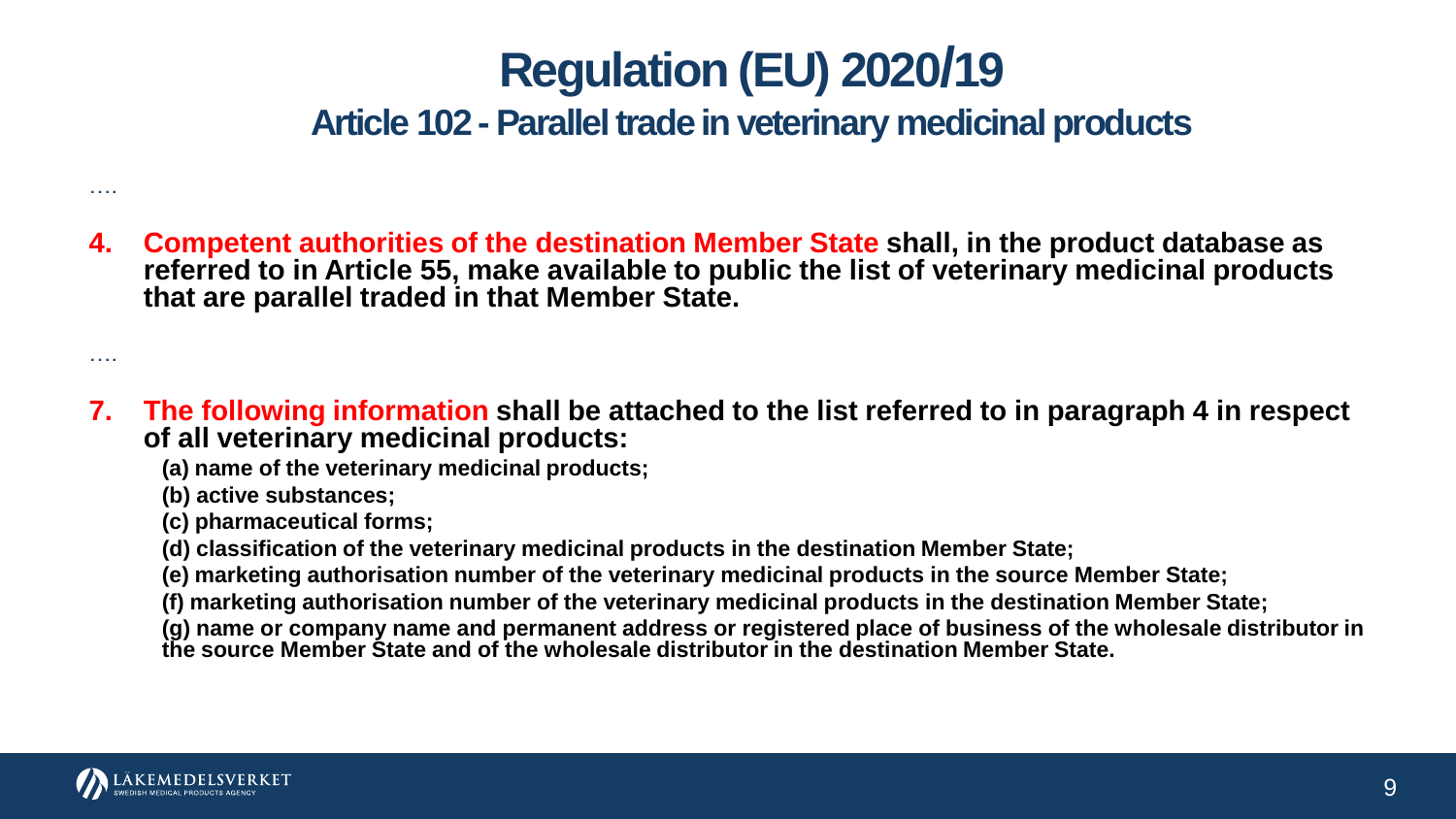# Regulation (EU) 2020/19

## Article 102 - Parallel trade in veterinary medicinal products

….

4. **Competent authorities of the destination Member State shall, in the product database as referred to in Article 55, make available to public the list of veterinary medicinal products that are parallel traded in that Member State.**

….

7. **The following information shall be attached to the list referred to in paragraph 4 in respect of all veterinary medicinal products:**

   **(a) name of the veterinary medicinal products;**

   **(b) active substances;**

   **(c) pharmaceutical forms;**

   **(d) classification of the veterinary medicinal products in the destination Member State;**

   **(e) marketing authorisation number of the veterinary medicinal products in the source Member State;**

   **(f) marketing authorisation number of the veterinary medicinal products in the destination Member State;**

   **(g) name or company name and permanent address or registered place of business of the wholesale distributor in the source Member State and of the wholesale distributor in the destination Member State.**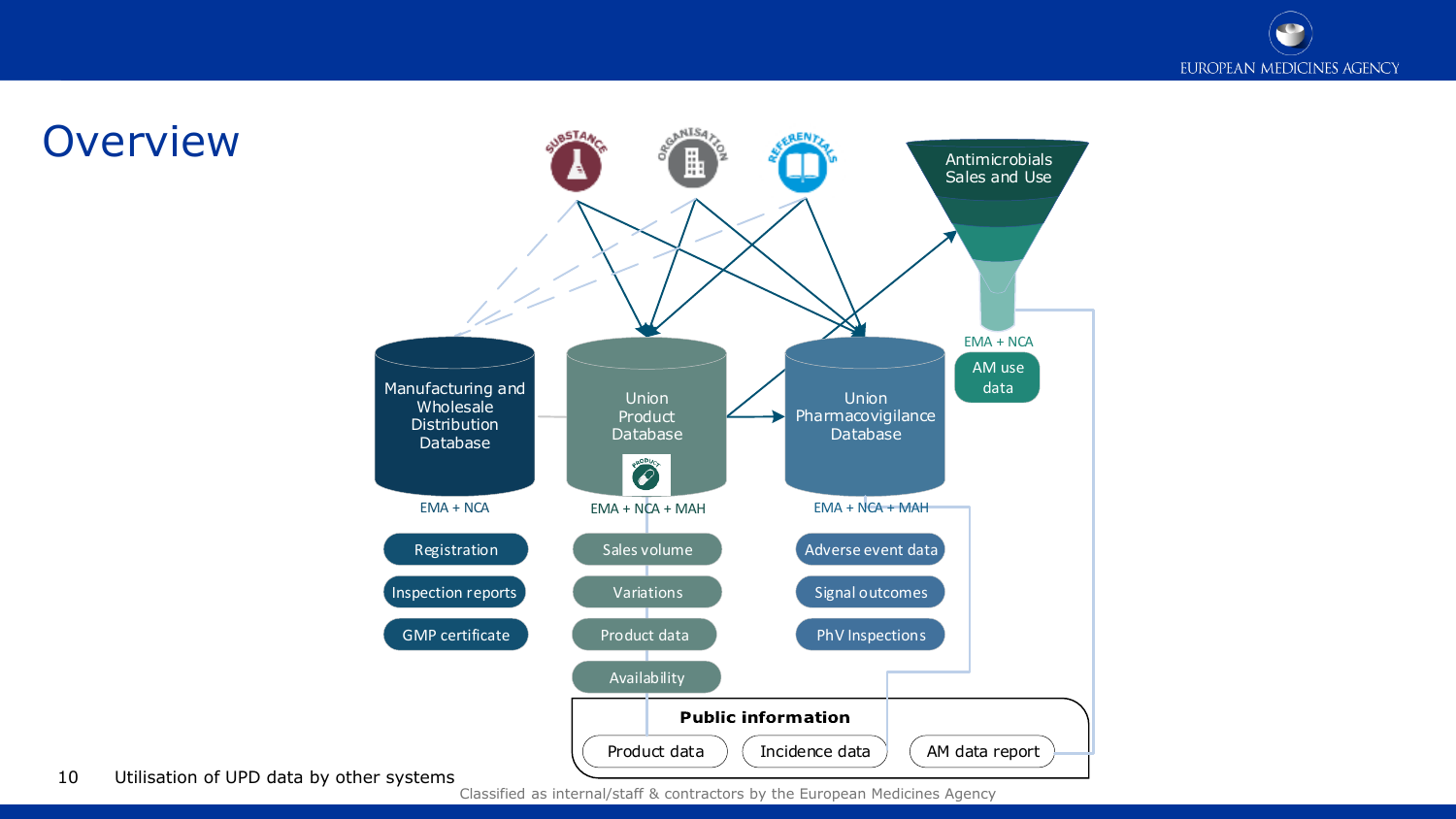# Overview

Substance | Organisation | Referentials

**Manufacturing and Wholesale Distribution Database**
EMA + NCA
- Registration
- Inspection reports
- GMP certificate

**Union Product Database**
EMA + NCA + MAH
- Sales volume
- Variations
- Product data
- Availability

**Union Pharmacovigilance Database**
EMA + NCA + MAH
- Adverse event data
- Signal outcomes
- PhV Inspections

**Antimicrobials Sales and Use**
EMA + NCA
- AM use data

**Public information**
- Product data
- Incidence data
- AM data report

Utilisation of UPD data by other systems

Classified as internal/staff & contractors by the European Medicines Agency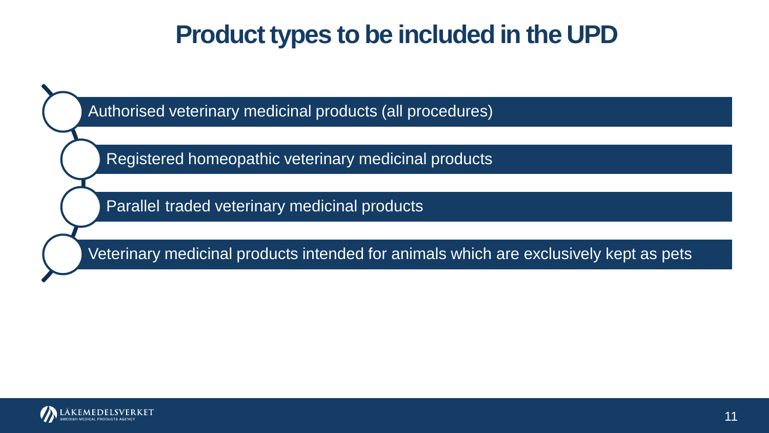# Product types to be included in the UPD

- Authorised veterinary medicinal products (all procedures)
- Registered homeopathic veterinary medicinal products
- Parallel traded veterinary medicinal products
- Veterinary medicinal products intended for animals which are exclusively kept as pets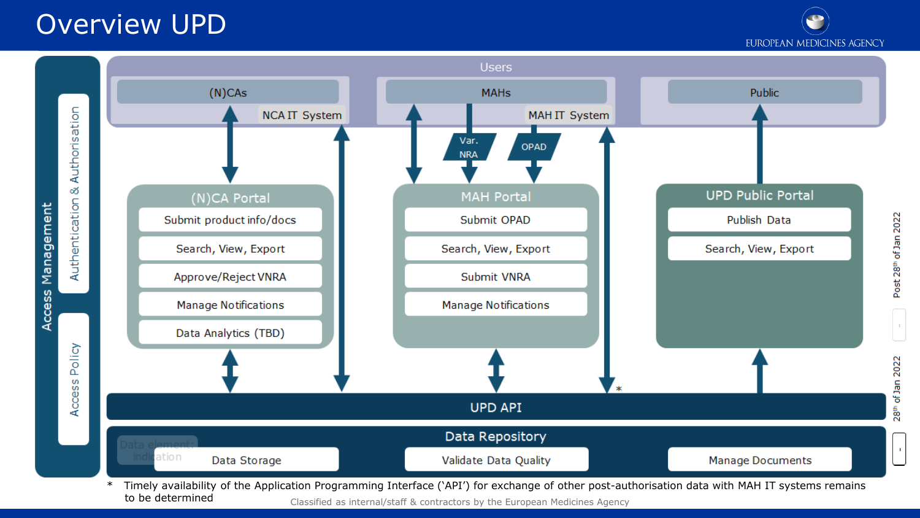# Overview UPD

Access Management

- Authentication & Authorisation
- Access Policy

Users

- (N)CAs — NCA IT System
- MAHs — MAH IT System
- Public

Var. NRA

OPAD

## (N)CA Portal

- Submit product info/docs
- Search, View, Export
- Approve/Reject VNRA
- Manage Notifications
- Data Analytics (TBD)

## MAH Portal

- Submit OPAD
- Search, View, Export
- Submit VNRA
- Manage Notifications

## UPD Public Portal

- Publish Data
- Search, View, Export

## UPD API

*

## Data Repository

- Data Storage
- Validate Data Quality
- Manage Documents

Data element: indication

Post 28th of Jan 2022

28th of Jan 2022

\* Timely availability of the Application Programming Interface ('API') for exchange of other post-authorisation data with MAH IT systems remains to be determined

Classified as internal/staff & contractors by the European Medicines Agency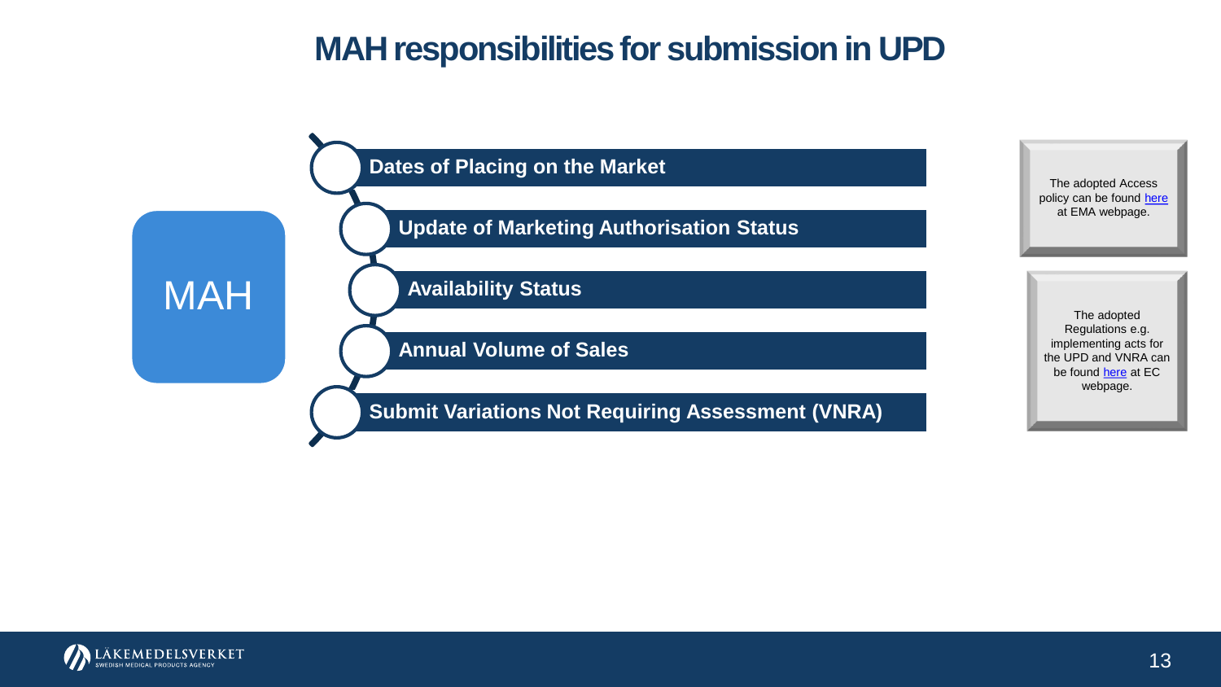# MAH responsibilities for submission in UPD

MAH

- Dates of Placing on the Market
- Update of Marketing Authorisation Status
- Availability Status
- Annual Volume of Sales
- Submit Variations Not Requiring Assessment (VNRA)

The adopted Access policy can be found here at EMA webpage.

The adopted Regulations e.g. implementing acts for the UPD and VNRA can be found here at EC webpage.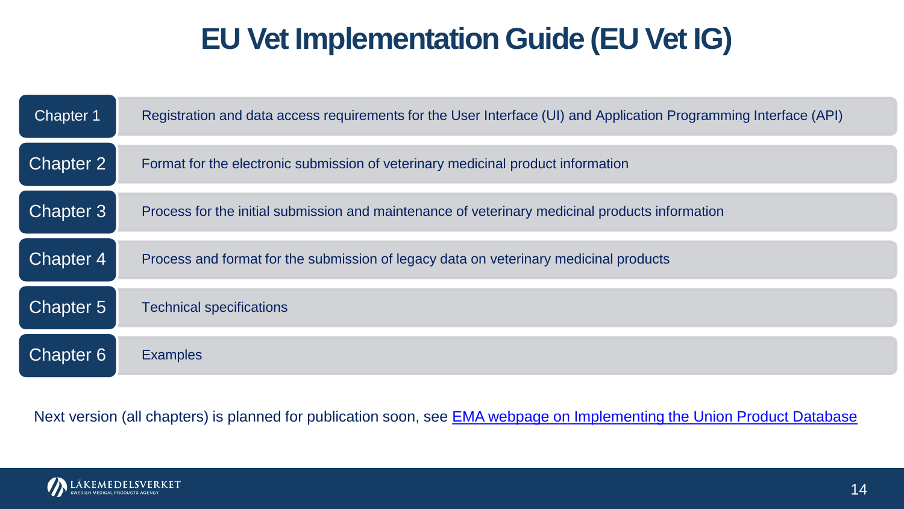# EU Vet Implementation Guide (EU Vet IG)

| Chapter | Description |
| --- | --- |
| Chapter 1 | Registration and data access requirements for the User Interface (UI) and Application Programming Interface (API) |
| Chapter 2 | Format for the electronic submission of veterinary medicinal product information |
| Chapter 3 | Process for the initial submission and maintenance of veterinary medicinal products information |
| Chapter 4 | Process and format for the submission of legacy data on veterinary medicinal products |
| Chapter 5 | Technical specifications |
| Chapter 6 | Examples |

Next version (all chapters) is planned for publication soon, see EMA webpage on Implementing the Union Product Database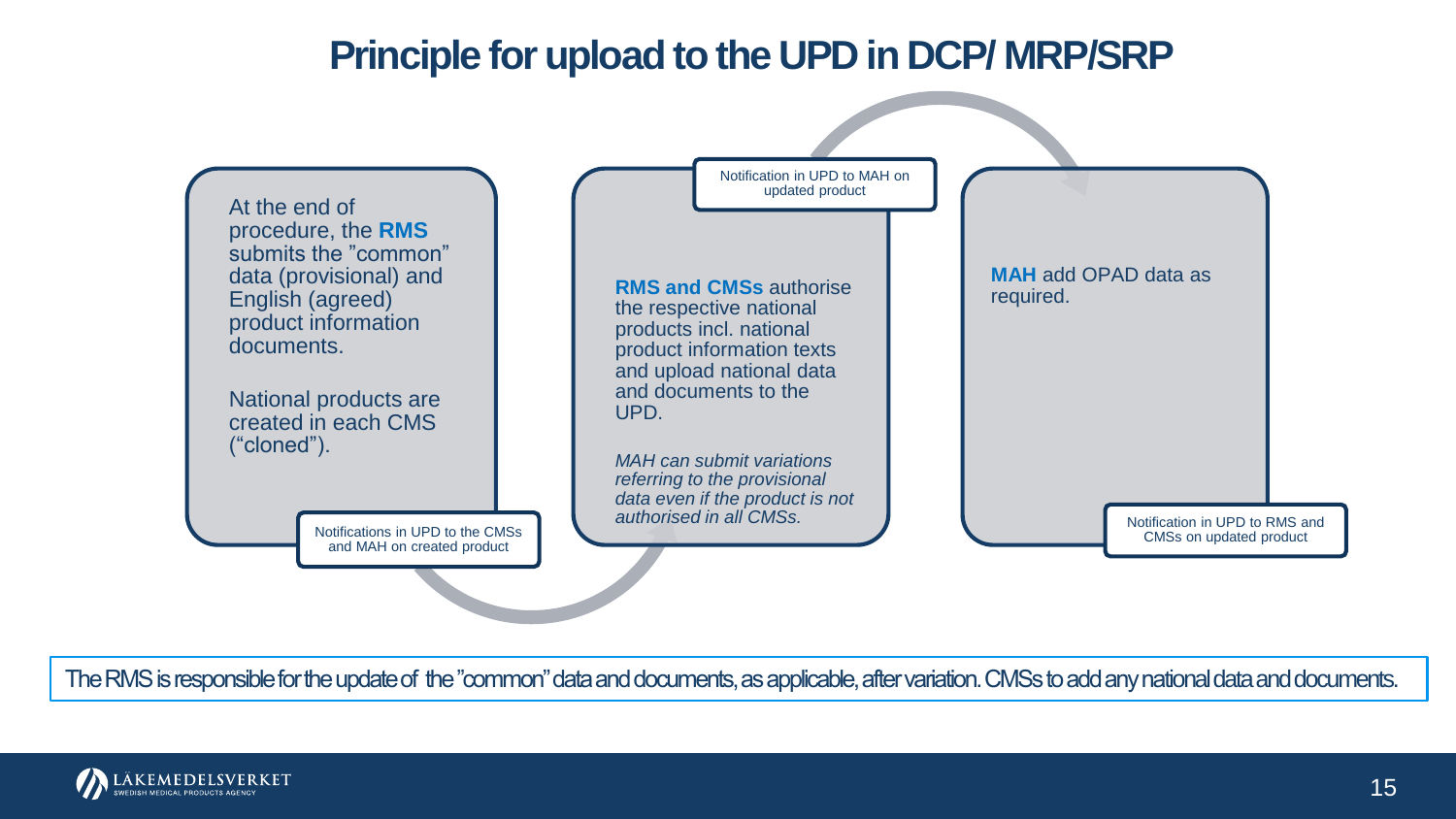# Principle for upload to the UPD in DCP/ MRP/SRP

At the end of procedure, the **RMS** submits the ”common” data (provisional) and English (agreed) product information documents.

National products are created in each CMS (“cloned”).

Notifications in UPD to the CMSs and MAH on created product

**RMS and CMSs** authorise the respective national products incl. national product information texts and upload national data and documents to the UPD.

*MAH can submit variations referring to the provisional data even if the product is not authorised in all CMSs.*

Notification in UPD to MAH on updated product

**MAH** add OPAD data as required.

Notification in UPD to RMS and CMSs on updated product

The RMS is responsible for the update of the ”common” data and documents, as applicable, after variation. CMSs to add any national data and documents.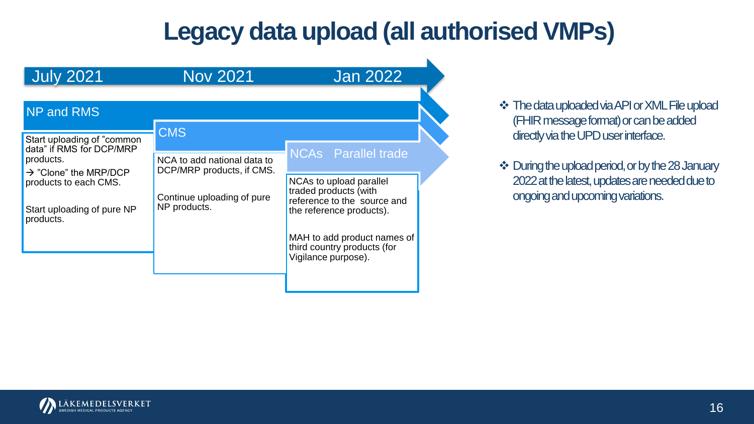# Legacy data upload (all authorised VMPs)

**July 2021** → **Nov 2021** → **Jan 2022**

### NP and RMS

Start uploading of "common data" if RMS for DCP/MRP products.

→ "Clone" the MRP/DCP products to each CMS.

Start uploading of pure NP products.

### CMS

NCA to add national data to DCP/MRP products, if CMS.

Continue uploading of pure NP products.

### NCAs Parallel trade

NCAs to upload parallel traded products (with reference to the source and the reference products).

MAH to add product names of third country products (for Vigilance purpose).

---

- The data uploaded via API or XML File upload (FHIR message format) or can be added directly via the UPD user interface.
- During the upload period, or by the 28 January 2022 at the latest, updates are needed due to ongoing and upcoming variations.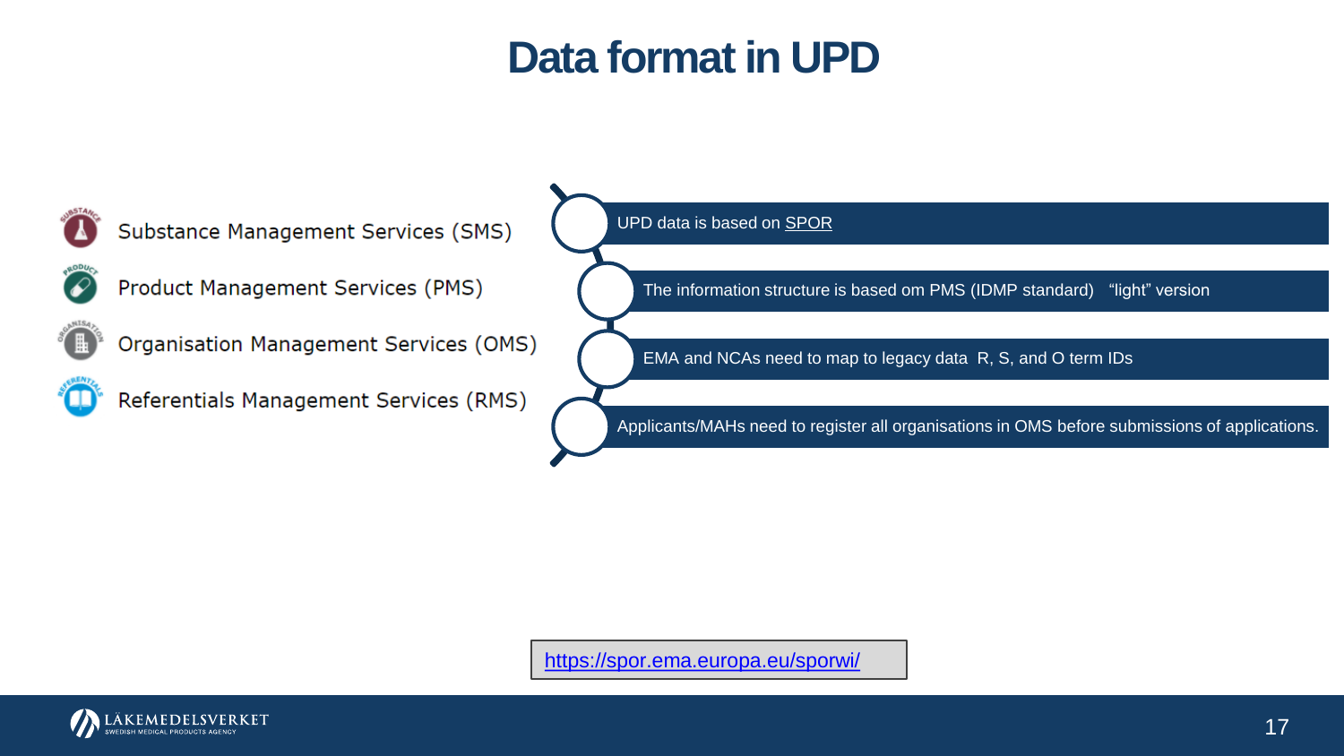# Data format in UPD

- Substance Management Services (SMS)
- Product Management Services (PMS)
- Organisation Management Services (OMS)
- Referentials Management Services (RMS)

1. UPD data is based on SPOR
2. The information structure is based om PMS (IDMP standard)   “light” version
3. EMA and NCAs need to map to legacy data  R, S, and O term IDs
4. Applicants/MAHs need to register all organisations in OMS before submissions of applications.

https://spor.ema.europa.eu/sporwi/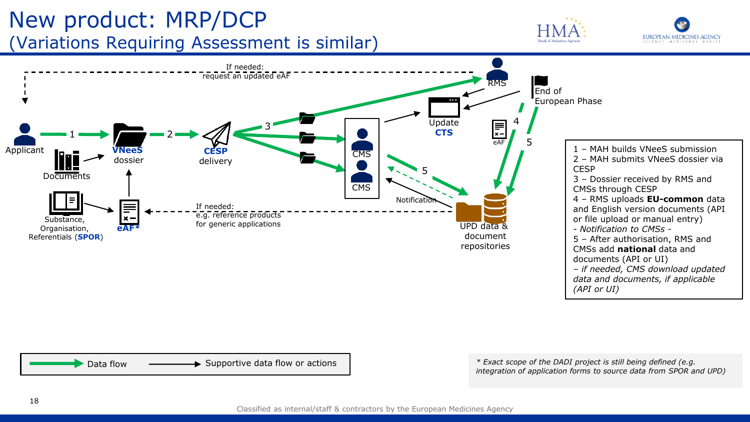# New product: MRP/DCP
## (Variations Requiring Assessment is similar)

If needed: request an updated eAF

Applicant → 1 → VNeeS dossier → 2 → CESP delivery → 3 → RMS / CMS / CMS

Documents

Substance, Organisation, Referentials (SPOR) → eAF*

If needed: e.g. reference products for generic applications

Update CTS

RMS → 4 → eAF → UPD data & document repositories

End of European Phase → 5

Notification

5

UPD data & document repositories

1 – MAH builds VNeeS submission
2 – MAH submits VNeeS dossier via CESP
3 – Dossier received by RMS and CMSs through CESP
4 – RMS uploads **EU-common** data and English version documents (API or file upload or manual entry)
*- Notification to CMSs -*
5 – After authorisation, RMS and CMSs add **national** data and documents (API or UI)
*– if needed, CMS download updated data and documents, if applicable (API or UI)*

Data flow — Supportive data flow or actions

*\* Exact scope of the DADI project is still being defined (e.g. integration of application forms to source data from SPOR and UPD)*

Classified as internal/staff & contractors by the European Medicines Agency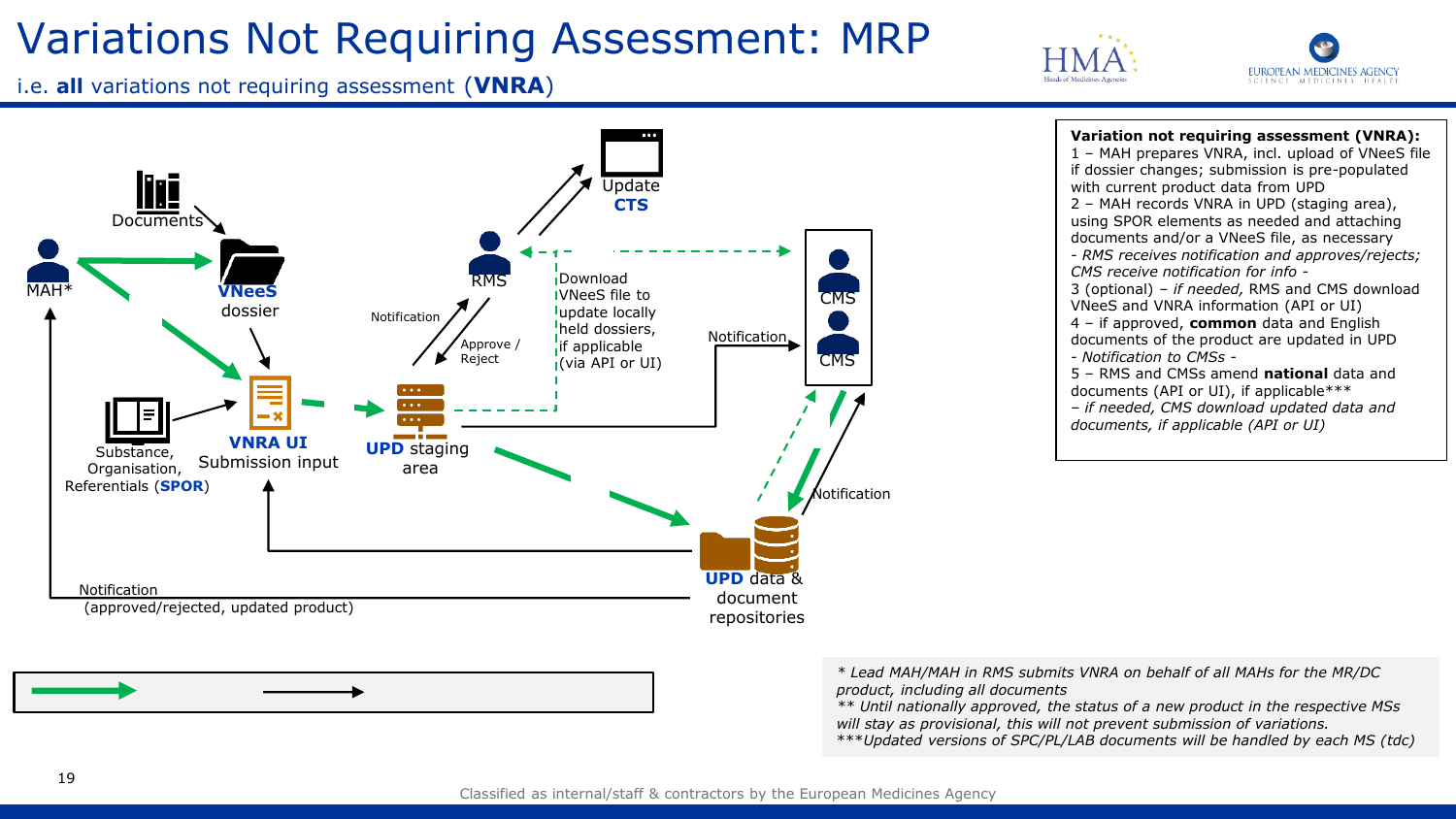# Variations Not Requiring Assessment: MRP

i.e. **all** variations not requiring assessment (**VNRA**)

Documents

MAH*

**VNeeS** dossier

Substance, Organisation, Referentials (**SPOR**)

**VNRA UI** Submission input

**UPD** staging area

Notification

RMS

Approve / Reject

Update **CTS**

Download VNeeS file to update locally held dossiers, if applicable (via API or UI)

Notification

CMS

CMS

Notification

**UPD** data & document repositories

Notification (approved/rejected, updated product)

**Variation not requiring assessment (VNRA):**

1 – MAH prepares VNRA, incl. upload of VNeeS file if dossier changes; submission is pre-populated with current product data from UPD

2 – MAH records VNRA in UPD (staging area), using SPOR elements as needed and attaching documents and/or a VNeeS file, as necessary

*- RMS receives notification and approves/rejects; CMS receive notification for info -*

3 (optional) – *if needed,* RMS and CMS download VNeeS and VNRA information (API or UI)

4 – if approved, **common** data and English documents of the product are updated in UPD

*- Notification to CMSs -*

5 – RMS and CMSs amend **national** data and documents (API or UI), if applicable***

*– if needed, CMS download updated data and documents, if applicable (API or UI)*

*\* Lead MAH/MAH in RMS submits VNRA on behalf of all MAHs for the MR/DC product, including all documents*

*\*\* Until nationally approved, the status of a new product in the respective MSs will stay as provisional, this will not prevent submission of variations.*

*\*\*\*Updated versions of SPC/PL/LAB documents will be handled by each MS (tdc)*

Classified as internal/staff & contractors by the European Medicines Agency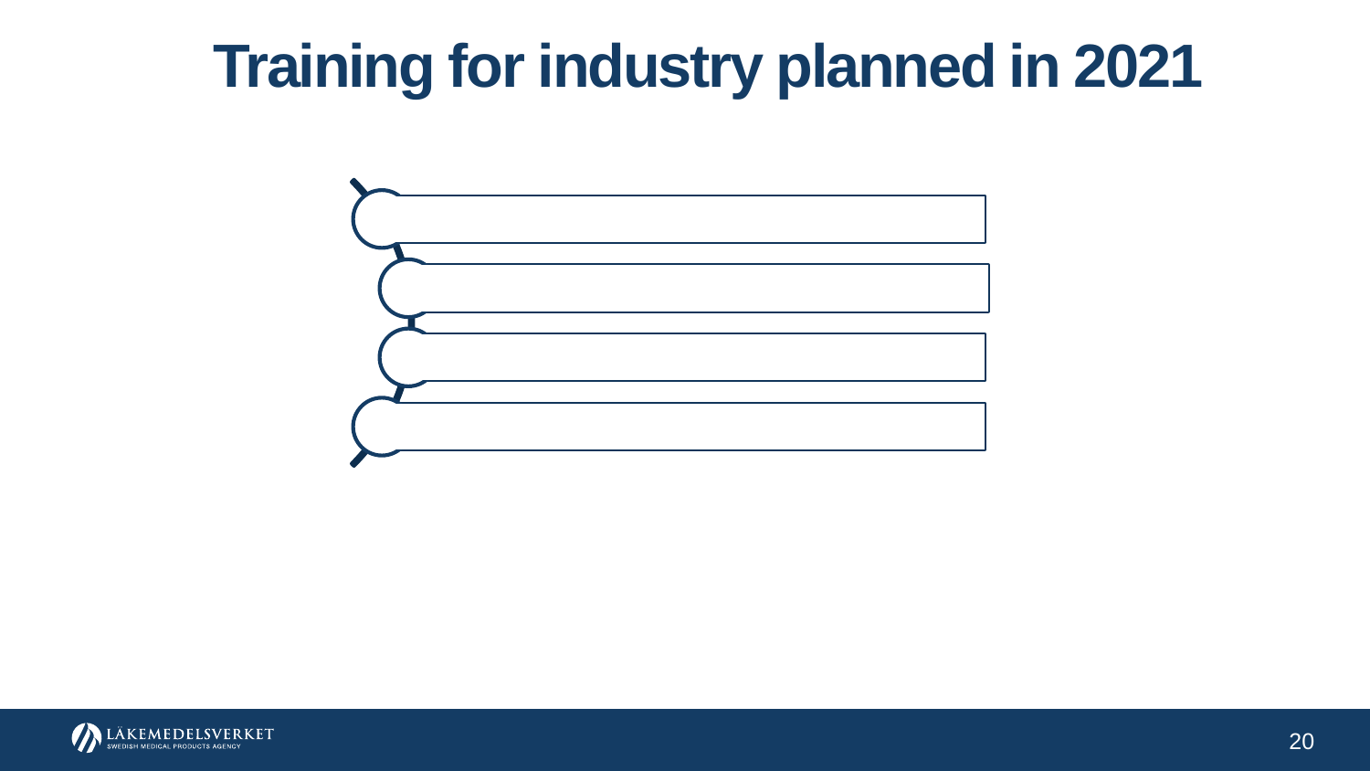# Training for industry planned in 2021